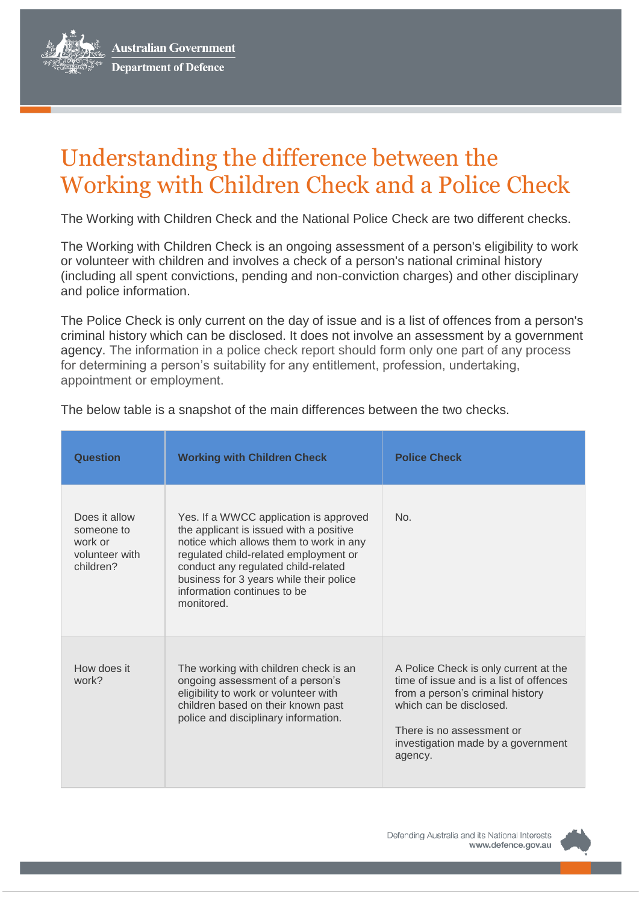Australian Government
Department of Defence

# Understanding the difference between the Working with Children Check and a Police Check

The Working with Children Check and the National Police Check are two different checks.

The Working with Children Check is an ongoing assessment of a person's eligibility to work or volunteer with children and involves a check of a person's national criminal history (including all spent convictions, pending and non-conviction charges) and other disciplinary and police information.

The Police Check is only current on the day of issue and is a list of offences from a person's criminal history which can be disclosed. It does not involve an assessment by a government agency. The information in a police check report should form only one part of any process for determining a person's suitability for any entitlement, profession, undertaking, appointment or employment.

The below table is a snapshot of the main differences between the two checks.

| Question | Working with Children Check | Police Check |
|---|---|---|
| Does it allow someone to work or volunteer with children? | Yes. If a WWCC application is approved the applicant is issued with a positive notice which allows them to work in any regulated child-related employment or conduct any regulated child-related business for 3 years while their police information continues to be monitored. | No. |
| How does it work? | The working with children check is an ongoing assessment of a person's eligibility to work or volunteer with children based on their known past police and disciplinary information. | A Police Check is only current at the time of issue and is a list of offences from a person's criminal history which can be disclosed.<br><br>There is no assessment or investigation made by a government agency. |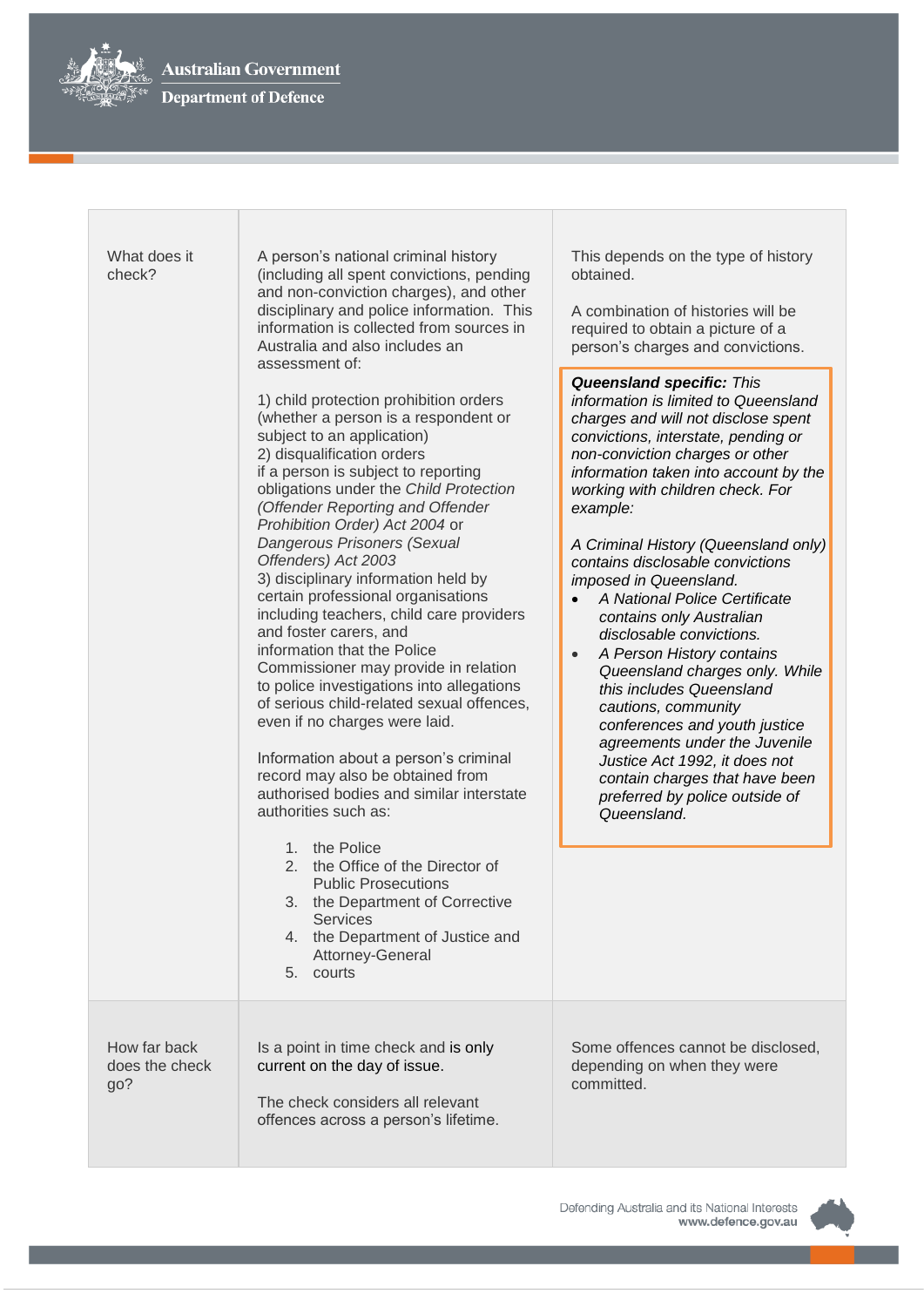| | | |
|---|---|---|
| What does it check? | A person's national criminal history (including all spent convictions, pending and non-conviction charges), and other disciplinary and police information. This information is collected from sources in Australia and also includes an assessment of:<br><br>1) child protection prohibition orders (whether a person is a respondent or subject to an application)<br>2) disqualification orders<br>if a person is subject to reporting obligations under the *Child Protection (Offender Reporting and Offender Prohibition Order) Act 2004* or *Dangerous Prisoners (Sexual Offenders) Act 2003*<br>3) disciplinary information held by certain professional organisations including teachers, child care providers and foster carers, and<br>information that the Police Commissioner may provide in relation to police investigations into allegations of serious child-related sexual offences, even if no charges were laid.<br><br>Information about a person's criminal record may also be obtained from authorised bodies and similar interstate authorities such as:<br><br>1. the Police<br>2. the Office of the Director of Public Prosecutions<br>3. the Department of Corrective Services<br>4. the Department of Justice and Attorney-General<br>5. courts | This depends on the type of history obtained.<br><br>A combination of histories will be required to obtain a picture of a person's charges and convictions.<br><br>***Queensland specific:*** *This information is limited to Queensland charges and will not disclose spent convictions, interstate, pending or non-conviction charges or other information taken into account by the working with children check. For example:*<br><br>*A Criminal History (Queensland only) contains disclosable convictions imposed in Queensland.*<br>• *A National Police Certificate contains only Australian disclosable convictions.*<br>• *A Person History contains Queensland charges only. While this includes Queensland cautions, community conferences and youth justice agreements under the Juvenile Justice Act 1992, it does not contain charges that have been preferred by police outside of Queensland.* |
| How far back does the check go? | Is a point in time check and is only current on the day of issue.<br><br>The check considers all relevant offences across a person's lifetime. | Some offences cannot be disclosed, depending on when they were committed. |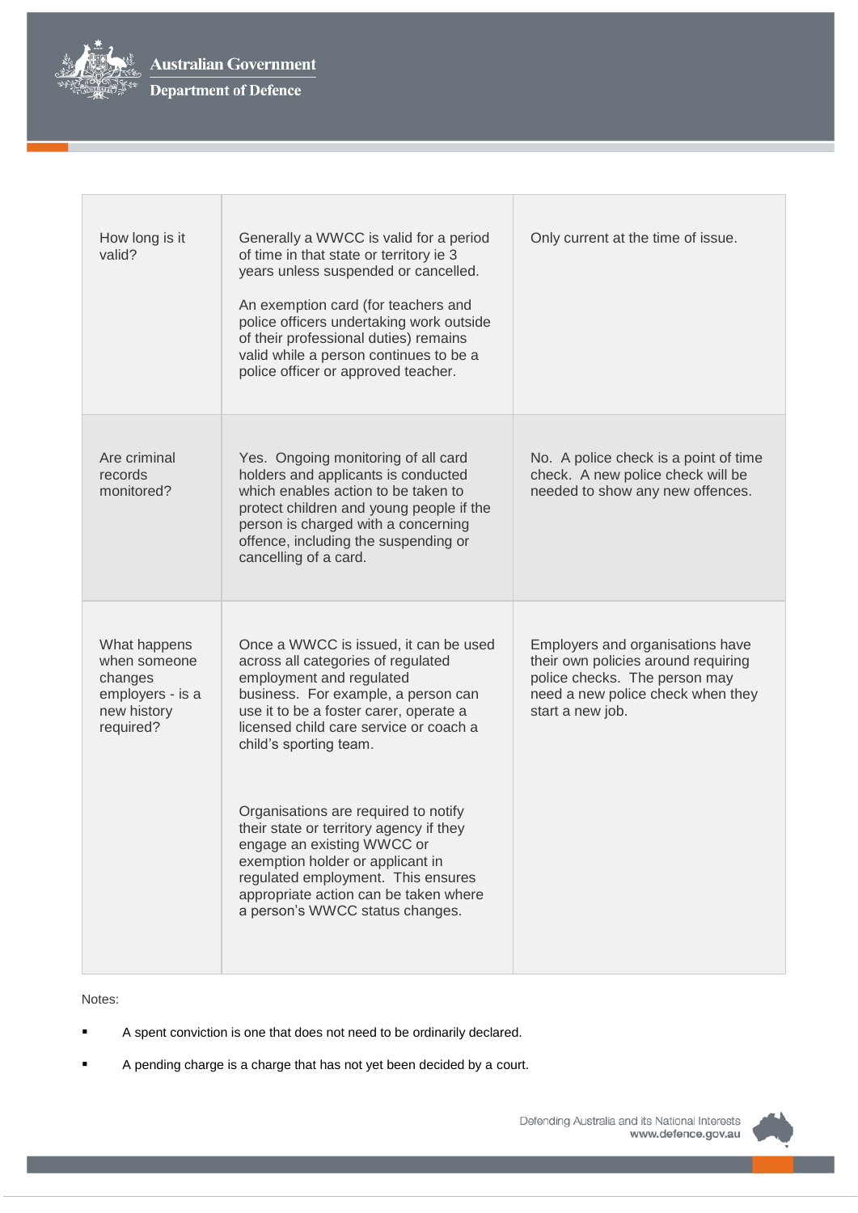| How long is it valid? | Generally a WWCC is valid for a period of time in that state or territory ie 3 years unless suspended or cancelled.<br><br>An exemption card (for teachers and police officers undertaking work outside of their professional duties) remains valid while a person continues to be a police officer or approved teacher. | Only current at the time of issue. |
|---|---|---|
| Are criminal records monitored? | Yes. Ongoing monitoring of all card holders and applicants is conducted which enables action to be taken to protect children and young people if the person is charged with a concerning offence, including the suspending or cancelling of a card. | No. A police check is a point of time check. A new police check will be needed to show any new offences. |
| What happens when someone changes employers - is a new history required? | Once a WWCC is issued, it can be used across all categories of regulated employment and regulated business. For example, a person can use it to be a foster carer, operate a licensed child care service or coach a child's sporting team.<br><br>Organisations are required to notify their state or territory agency if they engage an existing WWCC or exemption holder or applicant in regulated employment. This ensures appropriate action can be taken where a person's WWCC status changes. | Employers and organisations have their own policies around requiring police checks. The person may need a new police check when they start a new job. |

Notes:

- A spent conviction is one that does not need to be ordinarily declared.
- A pending charge is a charge that has not yet been decided by a court.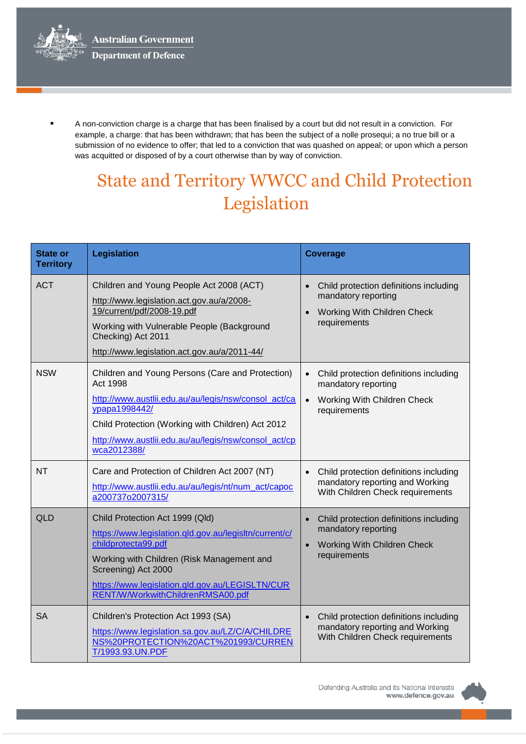- A non-conviction charge is a charge that has been finalised by a court but did not result in a conviction. For example, a charge: that has been withdrawn; that has been the subject of a nolle prosequi; a no true bill or a submission of no evidence to offer; that led to a conviction that was quashed on appeal; or upon which a person was acquitted or disposed of by a court otherwise than by way of conviction.

# State and Territory WWCC and Child Protection Legislation

| State or Territory | Legislation | Coverage |
|---|---|---|
| ACT | Children and Young People Act 2008 (ACT)<br>http://www.legislation.act.gov.au/a/2008-19/current/pdf/2008-19.pdf<br>Working with Vulnerable People (Background Checking) Act 2011<br>http://www.legislation.act.gov.au/a/2011-44/ | • Child protection definitions including mandatory reporting<br>• Working With Children Check requirements |
| NSW | Children and Young Persons (Care and Protection) Act 1998<br>http://www.austlii.edu.au/au/legis/nsw/consol_act/caypapa1998442/<br>Child Protection (Working with Children) Act 2012<br>http://www.austlii.edu.au/au/legis/nsw/consol_act/cpwca2012388/ | • Child protection definitions including mandatory reporting<br>• Working With Children Check requirements |
| NT | Care and Protection of Children Act 2007 (NT)<br>http://www.austlii.edu.au/au/legis/nt/num_act/capoca200737o2007315/ | • Child protection definitions including mandatory reporting and Working With Children Check requirements |
| QLD | Child Protection Act 1999 (Qld)<br>https://www.legislation.qld.gov.au/legisltn/current/c/childprotecta99.pdf<br>Working with Children (Risk Management and Screening) Act 2000<br>https://www.legislation.qld.gov.au/LEGISLTN/CURRENT/W/WorkwithChildrenRMSA00.pdf | • Child protection definitions including mandatory reporting<br>• Working With Children Check requirements |
| SA | Children's Protection Act 1993 (SA)<br>https://www.legislation.sa.gov.au/LZ/C/A/CHILDRENS%20PROTECTION%20ACT%201993/CURRENT/1993.93.UN.PDF | • Child protection definitions including mandatory reporting and Working With Children Check requirements |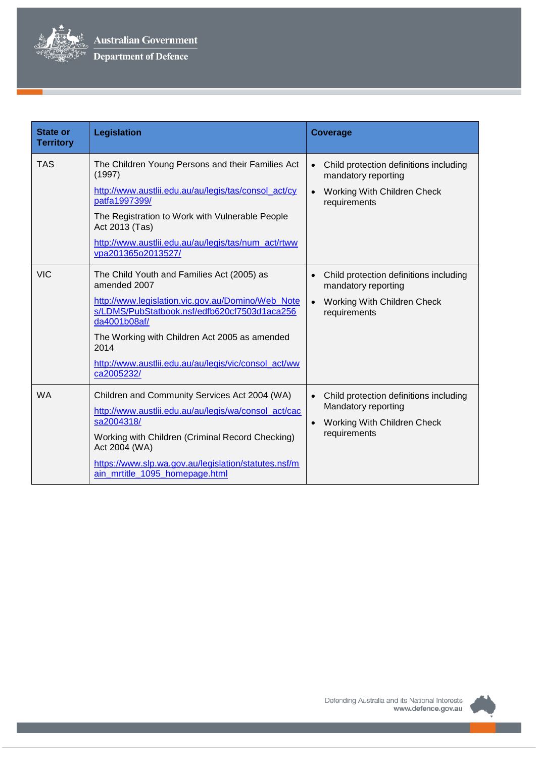| State or Territory | Legislation | Coverage |
| --- | --- | --- |
| TAS | The Children Young Persons and their Families Act (1997)<br>http://www.austlii.edu.au/au/legis/tas/consol_act/cypatfa1997399/<br>The Registration to Work with Vulnerable People Act 2013 (Tas)<br>http://www.austlii.edu.au/au/legis/tas/num_act/rtwwvpa201365o2013527/ | • Child protection definitions including mandatory reporting<br>• Working With Children Check requirements |
| VIC | The Child Youth and Families Act (2005) as amended 2007<br>http://www.legislation.vic.gov.au/Domino/Web_Notes/LDMS/PubStatbook.nsf/edfb620cf7503d1aca256da4001b08af/<br>The Working with Children Act 2005 as amended 2014<br>http://www.austlii.edu.au/au/legis/vic/consol_act/wwca2005232/ | • Child protection definitions including mandatory reporting<br>• Working With Children Check requirements |
| WA | Children and Community Services Act 2004 (WA)<br>http://www.austlii.edu.au/au/legis/wa/consol_act/cacsa2004318/<br>Working with Children (Criminal Record Checking) Act 2004 (WA)<br>https://www.slp.wa.gov.au/legislation/statutes.nsf/main_mrtitle_1095_homepage.html | • Child protection definitions including Mandatory reporting<br>• Working With Children Check requirements |